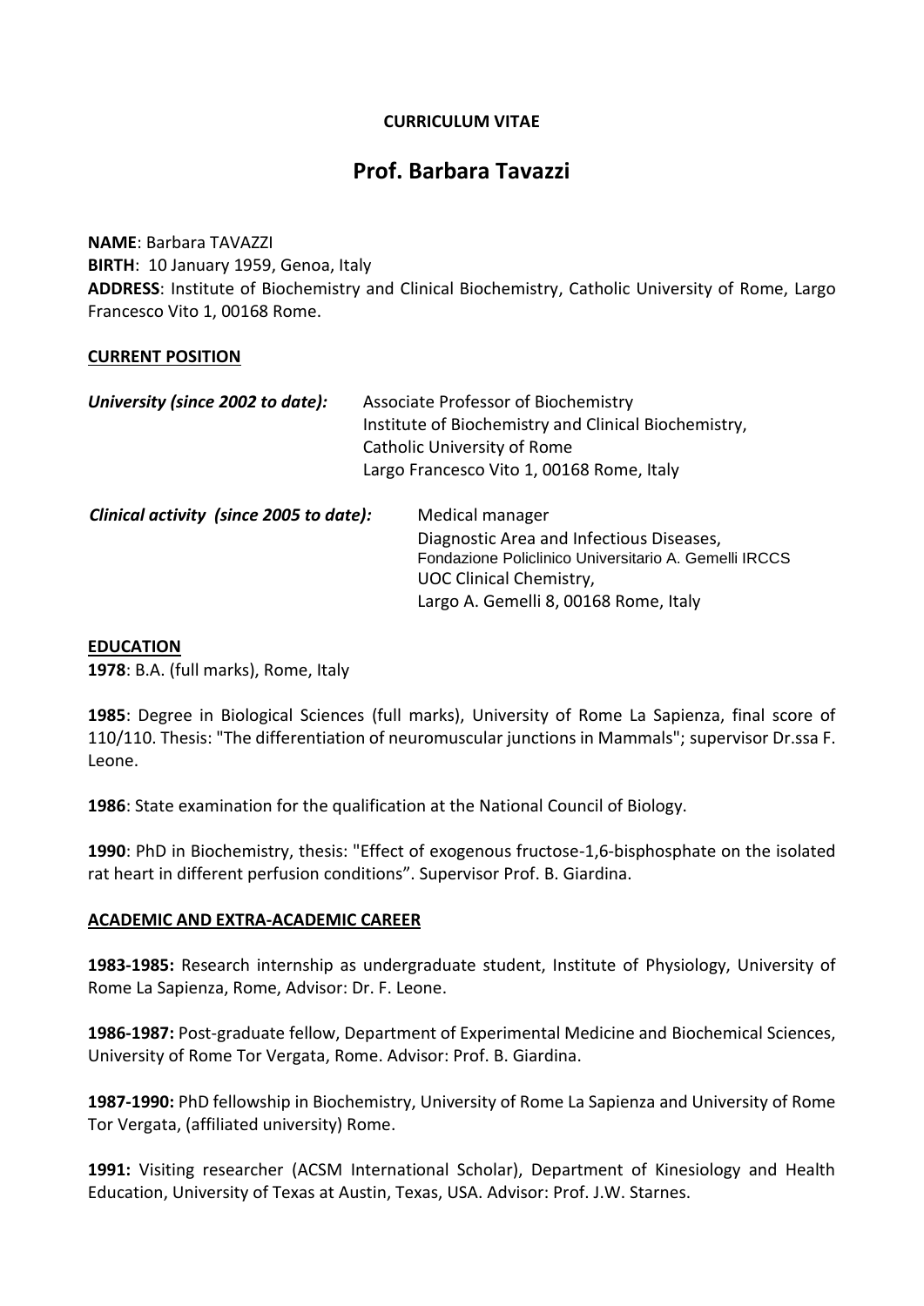**CURRICULUM VITAE**

# Prof. Barbara Tavazzi

**NAME**: Barbara TAVAZZI
**BIRTH**: 10 January 1959, Genoa, Italy
**ADDRESS**: Institute of Biochemistry and Clinical Biochemistry, Catholic University of Rome, Largo Francesco Vito 1, 00168 Rome.

## CURRENT POSITION

***University (since 2002 to date):*** Associate Professor of Biochemistry
Institute of Biochemistry and Clinical Biochemistry,
Catholic University of Rome
Largo Francesco Vito 1, 00168 Rome, Italy

***Clinical activity (since 2005 to date):*** Medical manager
Diagnostic Area and Infectious Diseases,
Fondazione Policlinico Universitario A. Gemelli IRCCS
UOC Clinical Chemistry,
Largo A. Gemelli 8, 00168 Rome, Italy

## EDUCATION

**1978**: B.A. (full marks), Rome, Italy

**1985**: Degree in Biological Sciences (full marks), University of Rome La Sapienza, final score of 110/110. Thesis: "The differentiation of neuromuscular junctions in Mammals"; supervisor Dr.ssa F. Leone.

**1986**: State examination for the qualification at the National Council of Biology.

**1990**: PhD in Biochemistry, thesis: "Effect of exogenous fructose-1,6-bisphosphate on the isolated rat heart in different perfusion conditions". Supervisor Prof. B. Giardina.

## ACADEMIC AND EXTRA-ACADEMIC CAREER

**1983-1985:** Research internship as undergraduate student, Institute of Physiology, University of Rome La Sapienza, Rome, Advisor: Dr. F. Leone.

**1986-1987:** Post-graduate fellow, Department of Experimental Medicine and Biochemical Sciences, University of Rome Tor Vergata, Rome. Advisor: Prof. B. Giardina.

**1987-1990:** PhD fellowship in Biochemistry, University of Rome La Sapienza and University of Rome Tor Vergata, (affiliated university) Rome.

**1991:** Visiting researcher (ACSM International Scholar), Department of Kinesiology and Health Education, University of Texas at Austin, Texas, USA. Advisor: Prof. J.W. Starnes.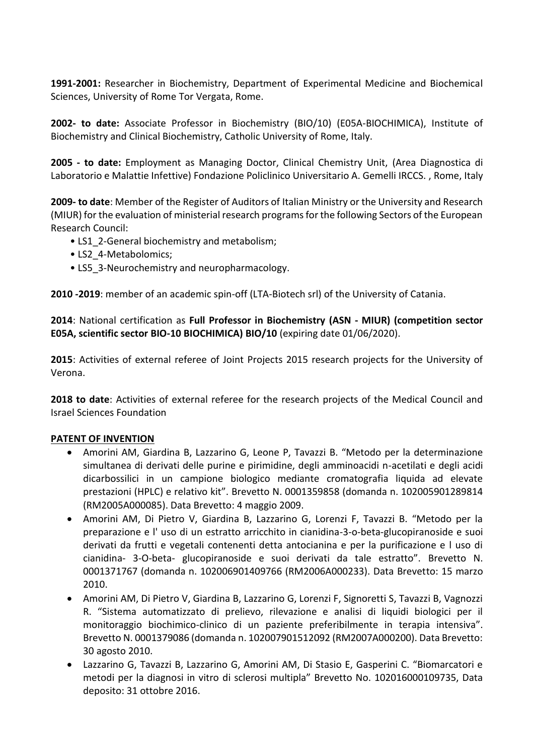**1991-2001:** Researcher in Biochemistry, Department of Experimental Medicine and Biochemical Sciences, University of Rome Tor Vergata, Rome.

**2002- to date:** Associate Professor in Biochemistry (BIO/10) (E05A-BIOCHIMICA), Institute of Biochemistry and Clinical Biochemistry, Catholic University of Rome, Italy.

**2005 - to date:** Employment as Managing Doctor, Clinical Chemistry Unit, (Area Diagnostica di Laboratorio e Malattie Infettive) Fondazione Policlinico Universitario A. Gemelli IRCCS. , Rome, Italy

**2009- to date**: Member of the Register of Auditors of Italian Ministry or the University and Research (MIUR) for the evaluation of ministerial research programs for the following Sectors of the European Research Council:

- LS1_2-General biochemistry and metabolism;
- LS2_4-Metabolomics;
- LS5_3-Neurochemistry and neuropharmacology.

**2010 -2019**: member of an academic spin-off (LTA-Biotech srl) of the University of Catania.

**2014**: National certification as **Full Professor in Biochemistry (ASN - MIUR) (competition sector E05A, scientific sector BIO-10 BIOCHIMICA) BIO/10** (expiring date 01/06/2020).

**2015**: Activities of external referee of Joint Projects 2015 research projects for the University of Verona.

**2018 to date**: Activities of external referee for the research projects of the Medical Council and Israel Sciences Foundation

**PATENT OF INVENTION**

- Amorini AM, Giardina B, Lazzarino G, Leone P, Tavazzi B. "Metodo per la determinazione simultanea di derivati delle purine e pirimidine, degli amminoacidi n-acetilati e degli acidi dicarbossilici in un campione biologico mediante cromatografia liquida ad elevate prestazioni (HPLC) e relativo kit". Brevetto N. 0001359858 (domanda n. 102005901289814 (RM2005A000085). Data Brevetto: 4 maggio 2009.
- Amorini AM, Di Pietro V, Giardina B, Lazzarino G, Lorenzi F, Tavazzi B. "Metodo per la preparazione e l' uso di un estratto arricchito in cianidina-3-o-beta-glucopiranoside e suoi derivati da frutti e vegetali contenenti detta antocianina e per la purificazione e l uso di cianidina- 3-O-beta- glucopiranoside e suoi derivati da tale estratto". Brevetto N. 0001371767 (domanda n. 102006901409766 (RM2006A000233). Data Brevetto: 15 marzo 2010.
- Amorini AM, Di Pietro V, Giardina B, Lazzarino G, Lorenzi F, Signoretti S, Tavazzi B, Vagnozzi R. "Sistema automatizzato di prelievo, rilevazione e analisi di liquidi biologici per il monitoraggio biochimico-clinico di un paziente preferibilmente in terapia intensiva". Brevetto N. 0001379086 (domanda n. 102007901512092 (RM2007A000200). Data Brevetto: 30 agosto 2010.
- Lazzarino G, Tavazzi B, Lazzarino G, Amorini AM, Di Stasio E, Gasperini C. "Biomarcatori e metodi per la diagnosi in vitro di sclerosi multipla" Brevetto No. 102016000109735, Data deposito: 31 ottobre 2016.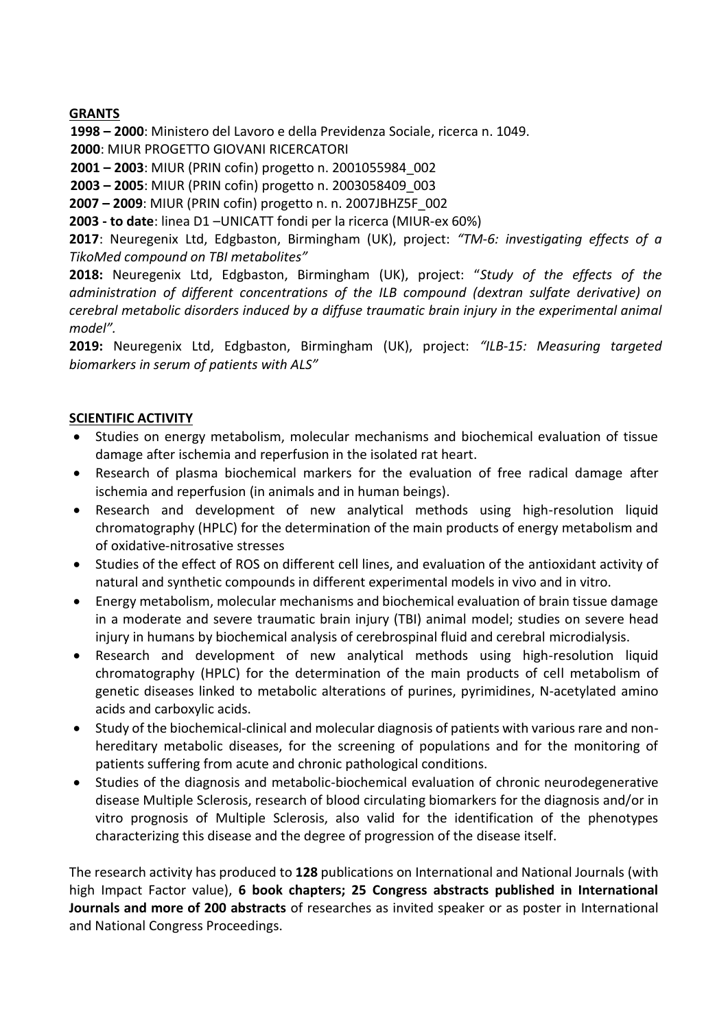## GRANTS

**1998 – 2000**: Ministero del Lavoro e della Previdenza Sociale, ricerca n. 1049.

**2000**: MIUR PROGETTO GIOVANI RICERCATORI

**2001 – 2003**: MIUR (PRIN cofin) progetto n. 2001055984_002

**2003 – 2005**: MIUR (PRIN cofin) progetto n. 2003058409_003

**2007 – 2009**: MIUR (PRIN cofin) progetto n. n. 2007JBHZ5F_002

**2003 - to date**: linea D1 –UNICATT fondi per la ricerca (MIUR-ex 60%)

**2017**: Neuregenix Ltd, Edgbaston, Birmingham (UK), project: *"TM-6: investigating effects of a TikoMed compound on TBI metabolites"*

**2018:** Neuregenix Ltd, Edgbaston, Birmingham (UK), project: "*Study of the effects of the administration of different concentrations of the ILB compound (dextran sulfate derivative) on cerebral metabolic disorders induced by a diffuse traumatic brain injury in the experimental animal model".*

**2019:** Neuregenix Ltd, Edgbaston, Birmingham (UK), project: *"ILB-15: Measuring targeted biomarkers in serum of patients with ALS"*

## SCIENTIFIC ACTIVITY

- Studies on energy metabolism, molecular mechanisms and biochemical evaluation of tissue damage after ischemia and reperfusion in the isolated rat heart.
- Research of plasma biochemical markers for the evaluation of free radical damage after ischemia and reperfusion (in animals and in human beings).
- Research and development of new analytical methods using high-resolution liquid chromatography (HPLC) for the determination of the main products of energy metabolism and of oxidative-nitrosative stresses
- Studies of the effect of ROS on different cell lines, and evaluation of the antioxidant activity of natural and synthetic compounds in different experimental models in vivo and in vitro.
- Energy metabolism, molecular mechanisms and biochemical evaluation of brain tissue damage in a moderate and severe traumatic brain injury (TBI) animal model; studies on severe head injury in humans by biochemical analysis of cerebrospinal fluid and cerebral microdialysis.
- Research and development of new analytical methods using high-resolution liquid chromatography (HPLC) for the determination of the main products of cell metabolism of genetic diseases linked to metabolic alterations of purines, pyrimidines, N-acetylated amino acids and carboxylic acids.
- Study of the biochemical-clinical and molecular diagnosis of patients with various rare and non-hereditary metabolic diseases, for the screening of populations and for the monitoring of patients suffering from acute and chronic pathological conditions.
- Studies of the diagnosis and metabolic-biochemical evaluation of chronic neurodegenerative disease Multiple Sclerosis, research of blood circulating biomarkers for the diagnosis and/or in vitro prognosis of Multiple Sclerosis, also valid for the identification of the phenotypes characterizing this disease and the degree of progression of the disease itself.

The research activity has produced to **128** publications on International and National Journals (with high Impact Factor value), **6 book chapters; 25 Congress abstracts published in International Journals and more of 200 abstracts** of researches as invited speaker or as poster in International and National Congress Proceedings.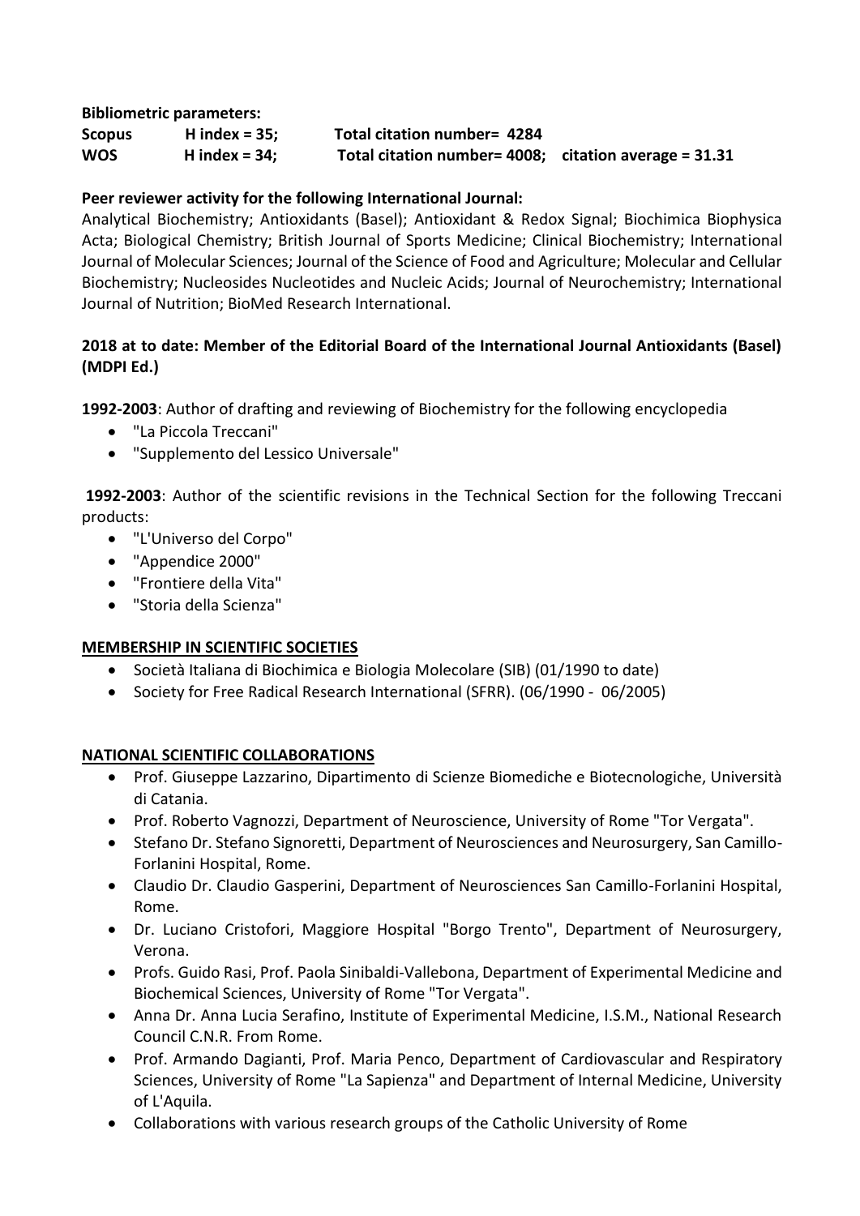**Bibliometric parameters:**

| | | | |
|---|---|---|---|
| **Scopus** | **H index = 35;** | **Total citation number= 4284** | |
| **WOS** | **H index = 34;** | **Total citation number= 4008;** | **citation average = 31.31** |

**Peer reviewer activity for the following International Journal:**

Analytical Biochemistry; Antioxidants (Basel); Antioxidant & Redox Signal; Biochimica Biophysica Acta; Biological Chemistry; British Journal of Sports Medicine; Clinical Biochemistry; International Journal of Molecular Sciences; Journal of the Science of Food and Agriculture; Molecular and Cellular Biochemistry; Nucleosides Nucleotides and Nucleic Acids; Journal of Neurochemistry; International Journal of Nutrition; BioMed Research International.

**2018 at to date: Member of the Editorial Board of the International Journal Antioxidants (Basel) (MDPI Ed.)**

**1992-2003**: Author of drafting and reviewing of Biochemistry for the following encyclopedia

- "La Piccola Treccani"
- "Supplemento del Lessico Universale"

**1992-2003**: Author of the scientific revisions in the Technical Section for the following Treccani products:

- "L'Universo del Corpo"
- "Appendice 2000"
- "Frontiere della Vita"
- "Storia della Scienza"

## MEMBERSHIP IN SCIENTIFIC SOCIETIES

- Società Italiana di Biochimica e Biologia Molecolare (SIB) (01/1990 to date)
- Society for Free Radical Research International (SFRR). (06/1990 - 06/2005)

## NATIONAL SCIENTIFIC COLLABORATIONS

- Prof. Giuseppe Lazzarino, Dipartimento di Scienze Biomediche e Biotecnologiche, Università di Catania.
- Prof. Roberto Vagnozzi, Department of Neuroscience, University of Rome "Tor Vergata".
- Stefano Dr. Stefano Signoretti, Department of Neurosciences and Neurosurgery, San Camillo-Forlanini Hospital, Rome.
- Claudio Dr. Claudio Gasperini, Department of Neurosciences San Camillo-Forlanini Hospital, Rome.
- Dr. Luciano Cristofori, Maggiore Hospital "Borgo Trento", Department of Neurosurgery, Verona.
- Profs. Guido Rasi, Prof. Paola Sinibaldi-Vallebona, Department of Experimental Medicine and Biochemical Sciences, University of Rome "Tor Vergata".
- Anna Dr. Anna Lucia Serafino, Institute of Experimental Medicine, I.S.M., National Research Council C.N.R. From Rome.
- Prof. Armando Dagianti, Prof. Maria Penco, Department of Cardiovascular and Respiratory Sciences, University of Rome "La Sapienza" and Department of Internal Medicine, University of L'Aquila.
- Collaborations with various research groups of the Catholic University of Rome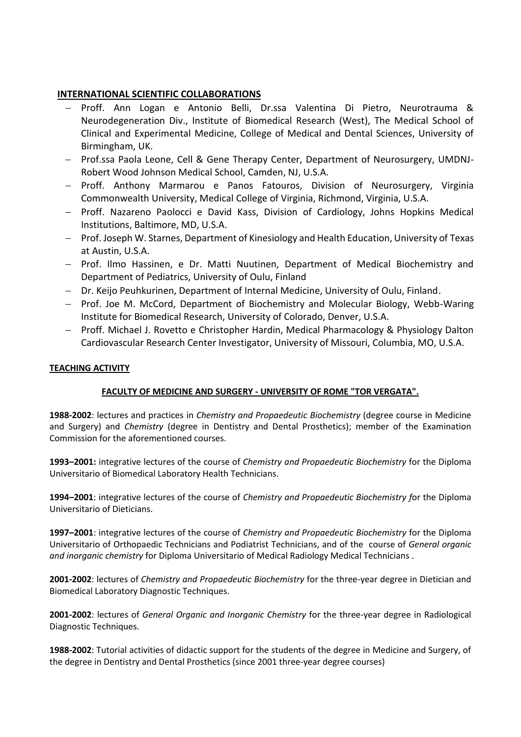**INTERNATIONAL SCIENTIFIC COLLABORATIONS**

- Proff. Ann Logan e Antonio Belli, Dr.ssa Valentina Di Pietro, Neurotrauma & Neurodegeneration Div., Institute of Biomedical Research (West), The Medical School of Clinical and Experimental Medicine, College of Medical and Dental Sciences, University of Birmingham, UK.
- Prof.ssa Paola Leone, Cell & Gene Therapy Center, Department of Neurosurgery, UMDNJ-Robert Wood Johnson Medical School, Camden, NJ, U.S.A.
- Proff. Anthony Marmarou e Panos Fatouros, Division of Neurosurgery, Virginia Commonwealth University, Medical College of Virginia, Richmond, Virginia, U.S.A.
- Proff. Nazareno Paolocci e David Kass, Division of Cardiology, Johns Hopkins Medical Institutions, Baltimore, MD, U.S.A.
- Prof. Joseph W. Starnes, Department of Kinesiology and Health Education, University of Texas at Austin, U.S.A.
- Prof. Ilmo Hassinen, e Dr. Matti Nuutinen, Department of Medical Biochemistry and Department of Pediatrics, University of Oulu, Finland
- Dr. Keijo Peuhkurinen, Department of Internal Medicine, University of Oulu, Finland.
- Prof. Joe M. McCord, Department of Biochemistry and Molecular Biology, Webb-Waring Institute for Biomedical Research, University of Colorado, Denver, U.S.A.
- Proff. Michael J. Rovetto e Christopher Hardin, Medical Pharmacology & Physiology Dalton Cardiovascular Research Center Investigator, University of Missouri, Columbia, MO, U.S.A.

**TEACHING ACTIVITY**

**FACULTY OF MEDICINE AND SURGERY - UNIVERSITY OF ROME "TOR VERGATA".**

**1988-2002**: lectures and practices in *Chemistry and Propaedeutic Biochemistry* (degree course in Medicine and Surgery) and *Chemistry* (degree in Dentistry and Dental Prosthetics); member of the Examination Commission for the aforementioned courses.

**1993–2001:** integrative lectures of the course of *Chemistry and Propaedeutic Biochemistry* for the Diploma Universitario of Biomedical Laboratory Health Technicians.

**1994–2001**: integrative lectures of the course of *Chemistry and Propaedeutic Biochemistry f*or the Diploma Universitario of Dieticians.

**1997–2001**: integrative lectures of the course of *Chemistry and Propaedeutic Biochemistry* for the Diploma Universitario of Orthopaedic Technicians and Podiatrist Technicians, and of the course of *General organic and inorganic chemistry* for Diploma Universitario of Medical Radiology Medical Technicians .

**2001-2002**: lectures of *Chemistry and Propaedeutic Biochemistry* for the three-year degree in Dietician and Biomedical Laboratory Diagnostic Techniques.

**2001-2002**: lectures of *General Organic and Inorganic Chemistry* for the three-year degree in Radiological Diagnostic Techniques.

**1988-2002**: Tutorial activities of didactic support for the students of the degree in Medicine and Surgery, of the degree in Dentistry and Dental Prosthetics (since 2001 three-year degree courses)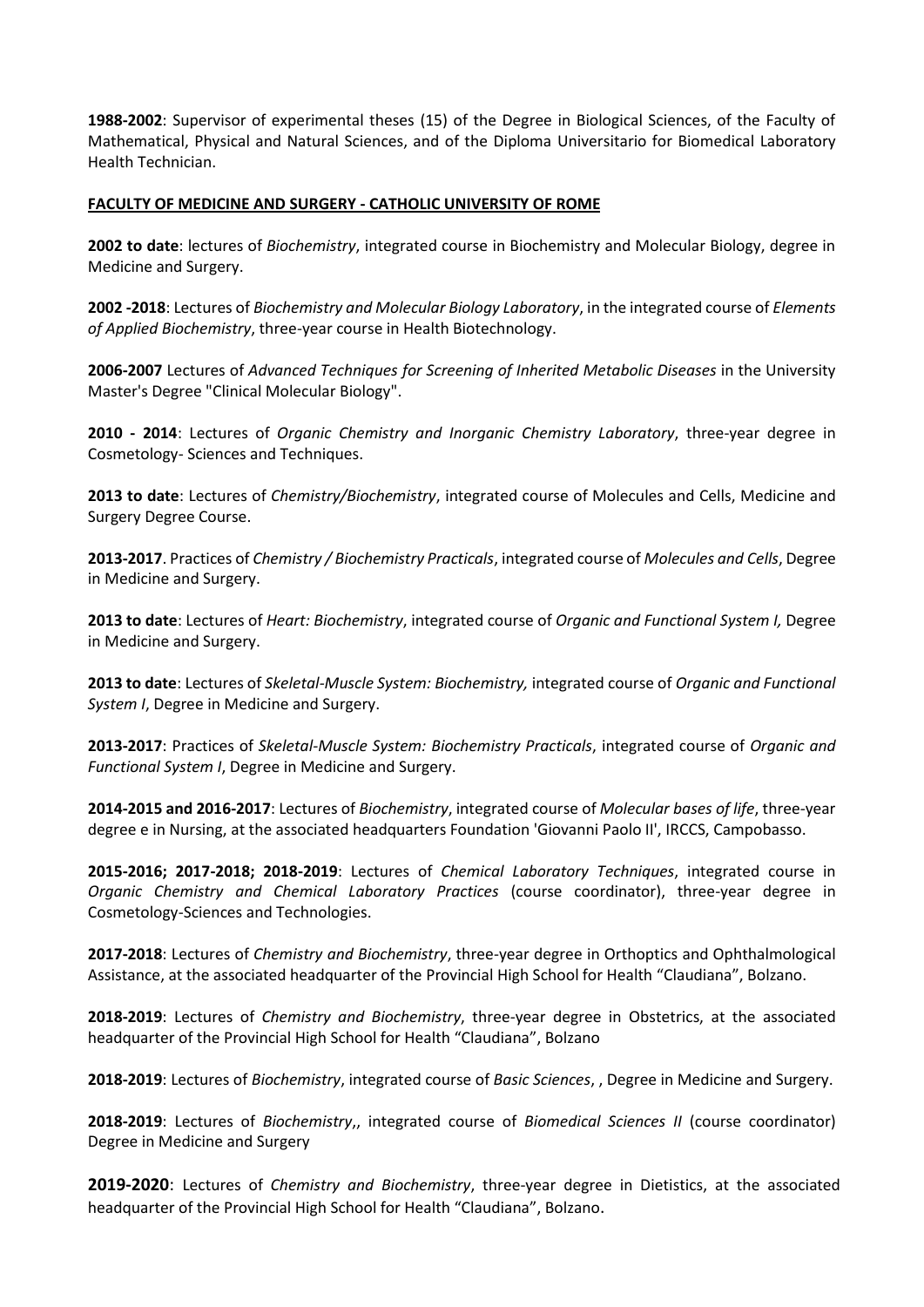**1988-2002**: Supervisor of experimental theses (15) of the Degree in Biological Sciences, of the Faculty of Mathematical, Physical and Natural Sciences, and of the Diploma Universitario for Biomedical Laboratory Health Technician.

**FACULTY OF MEDICINE AND SURGERY - CATHOLIC UNIVERSITY OF ROME**

**2002 to date**: lectures of *Biochemistry*, integrated course in Biochemistry and Molecular Biology, degree in Medicine and Surgery.

**2002 -2018**: Lectures of *Biochemistry and Molecular Biology Laboratory*, in the integrated course of *Elements of Applied Biochemistry*, three-year course in Health Biotechnology.

**2006-2007** Lectures of *Advanced Techniques for Screening of Inherited Metabolic Diseases* in the University Master's Degree "Clinical Molecular Biology".

**2010 - 2014**: Lectures of *Organic Chemistry and Inorganic Chemistry Laboratory*, three-year degree in Cosmetology- Sciences and Techniques.

**2013 to date**: Lectures of *Chemistry/Biochemistry*, integrated course of Molecules and Cells, Medicine and Surgery Degree Course.

**2013-2017**. Practices of *Chemistry / Biochemistry Practicals*, integrated course of *Molecules and Cells*, Degree in Medicine and Surgery.

**2013 to date**: Lectures of *Heart: Biochemistry*, integrated course of *Organic and Functional System I,* Degree in Medicine and Surgery.

**2013 to date**: Lectures of *Skeletal-Muscle System: Biochemistry,* integrated course of *Organic and Functional System I*, Degree in Medicine and Surgery.

**2013-2017**: Practices of *Skeletal-Muscle System: Biochemistry Practicals*, integrated course of *Organic and Functional System I*, Degree in Medicine and Surgery.

**2014-2015 and 2016-2017**: Lectures of *Biochemistry*, integrated course of *Molecular bases of life*, three-year degree e in Nursing, at the associated headquarters Foundation 'Giovanni Paolo II', IRCCS, Campobasso.

**2015-2016; 2017-2018; 2018-2019**: Lectures of *Chemical Laboratory Techniques*, integrated course in *Organic Chemistry and Chemical Laboratory Practices* (course coordinator), three-year degree in Cosmetology-Sciences and Technologies.

**2017-2018**: Lectures of *Chemistry and Biochemistry*, three-year degree in Orthoptics and Ophthalmological Assistance, at the associated headquarter of the Provincial High School for Health "Claudiana", Bolzano.

**2018-2019**: Lectures of *Chemistry and Biochemistry*, three-year degree in Obstetrics, at the associated headquarter of the Provincial High School for Health "Claudiana", Bolzano

**2018-2019**: Lectures of *Biochemistry*, integrated course of *Basic Sciences*, , Degree in Medicine and Surgery.

**2018-2019**: Lectures of *Biochemistry*,, integrated course of *Biomedical Sciences II* (course coordinator) Degree in Medicine and Surgery

**2019-2020**: Lectures of *Chemistry and Biochemistry*, three-year degree in Dietistics, at the associated headquarter of the Provincial High School for Health "Claudiana", Bolzano.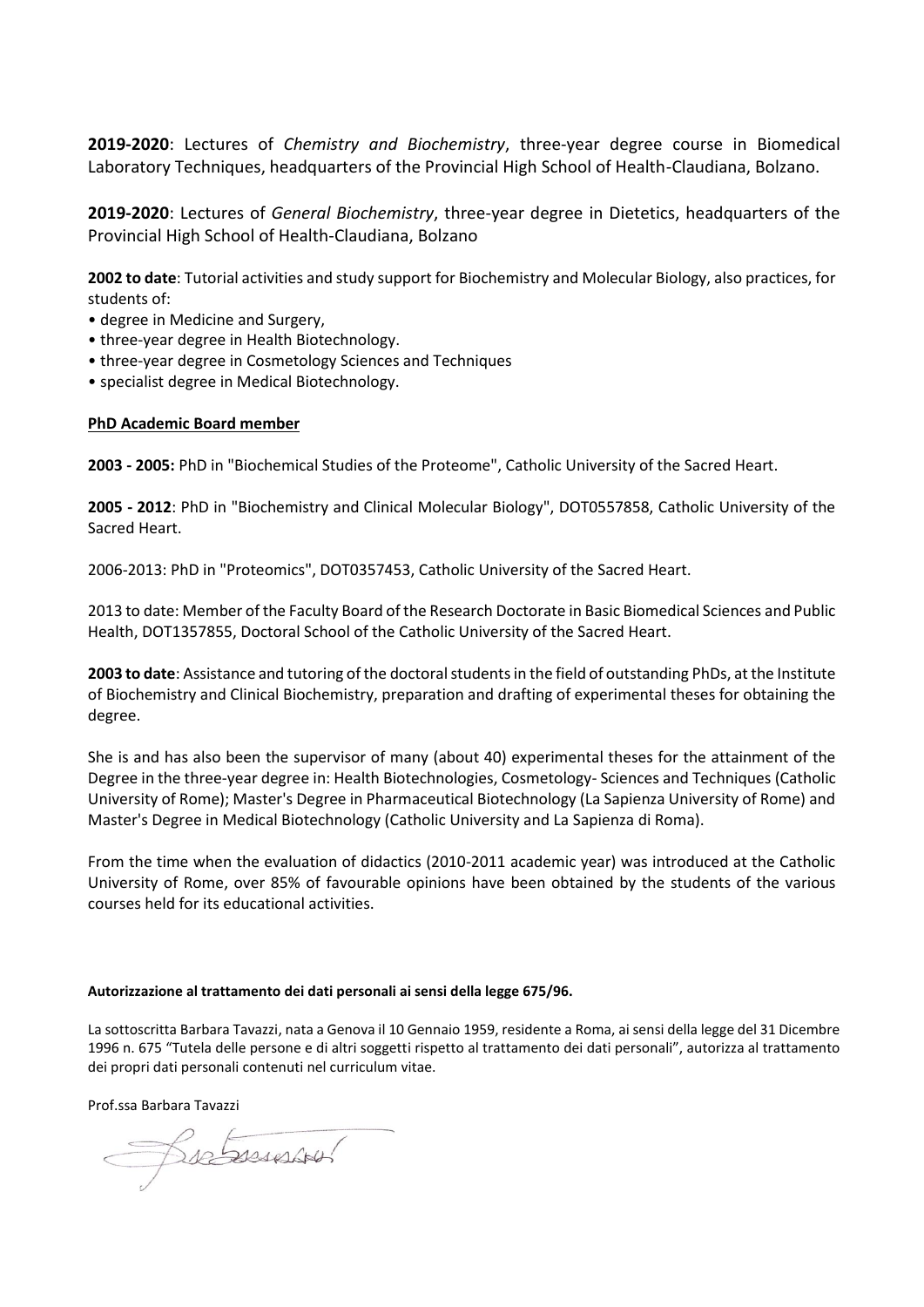**2019-2020**: Lectures of *Chemistry and Biochemistry*, three-year degree course in Biomedical Laboratory Techniques, headquarters of the Provincial High School of Health-Claudiana, Bolzano.

**2019-2020**: Lectures of *General Biochemistry*, three-year degree in Dietetics, headquarters of the Provincial High School of Health-Claudiana, Bolzano

**2002 to date**: Tutorial activities and study support for Biochemistry and Molecular Biology, also practices, for students of:

- degree in Medicine and Surgery,
- three-year degree in Health Biotechnology.
- three-year degree in Cosmetology Sciences and Techniques
- specialist degree in Medical Biotechnology.

**PhD Academic Board member**

**2003 - 2005:** PhD in "Biochemical Studies of the Proteome", Catholic University of the Sacred Heart.

**2005 - 2012**: PhD in "Biochemistry and Clinical Molecular Biology", DOT0557858, Catholic University of the Sacred Heart.

2006-2013: PhD in "Proteomics", DOT0357453, Catholic University of the Sacred Heart.

2013 to date: Member of the Faculty Board of the Research Doctorate in Basic Biomedical Sciences and Public Health, DOT1357855, Doctoral School of the Catholic University of the Sacred Heart.

**2003 to date**: Assistance and tutoring of the doctoral students in the field of outstanding PhDs, at the Institute of Biochemistry and Clinical Biochemistry, preparation and drafting of experimental theses for obtaining the degree.

She is and has also been the supervisor of many (about 40) experimental theses for the attainment of the Degree in the three-year degree in: Health Biotechnologies, Cosmetology- Sciences and Techniques (Catholic University of Rome); Master's Degree in Pharmaceutical Biotechnology (La Sapienza University of Rome) and Master's Degree in Medical Biotechnology (Catholic University and La Sapienza di Roma).

From the time when the evaluation of didactics (2010-2011 academic year) was introduced at the Catholic University of Rome, over 85% of favourable opinions have been obtained by the students of the various courses held for its educational activities.

**Autorizzazione al trattamento dei dati personali ai sensi della legge 675/96.**

La sottoscritta Barbara Tavazzi, nata a Genova il 10 Gennaio 1959, residente a Roma, ai sensi della legge del 31 Dicembre 1996 n. 675 "Tutela delle persone e di altri soggetti rispetto al trattamento dei dati personali", autorizza al trattamento dei propri dati personali contenuti nel curriculum vitae.

Prof.ssa Barbara Tavazzi